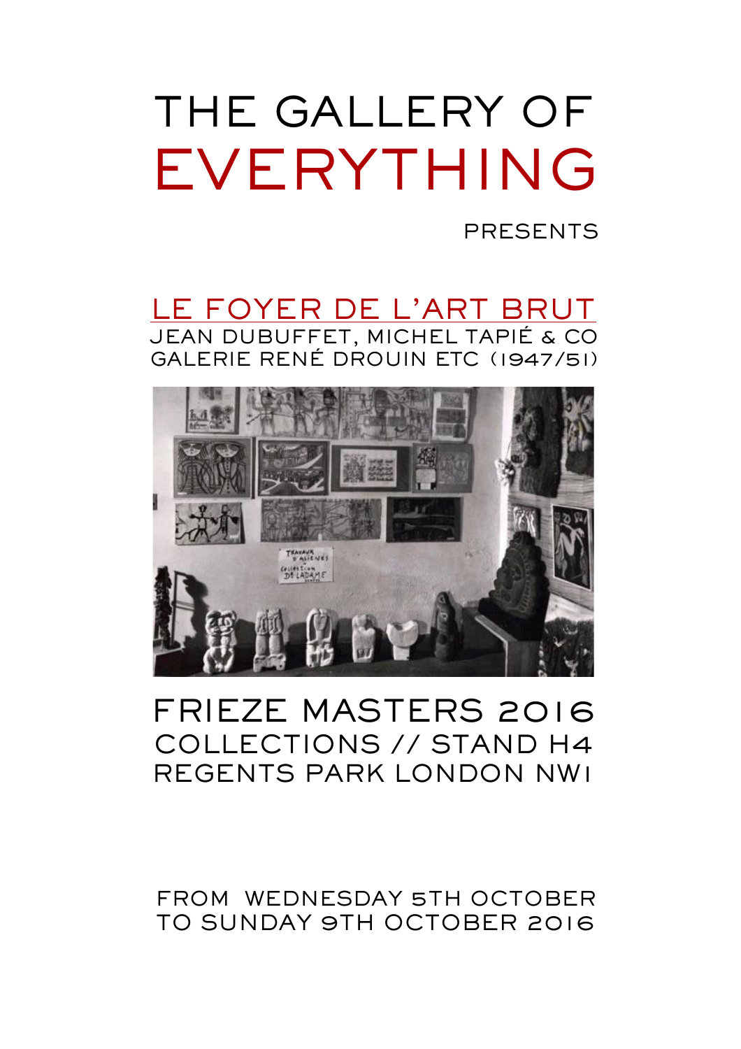# THE GALLERY OF EVERYTHING

PRESENTS

## LE FOYER DE L'ART BRUT

JEAN DUBUFFET, MICHEL TAPIÉ & CO
GALERIE RENÉ DROUIN ETC (1947/51)

## FRIEZE MASTERS 2016

COLLECTIONS // STAND H4
REGENTS PARK LONDON NW1

FROM WEDNESDAY 5TH OCTOBER
TO SUNDAY 9TH OCTOBER 2016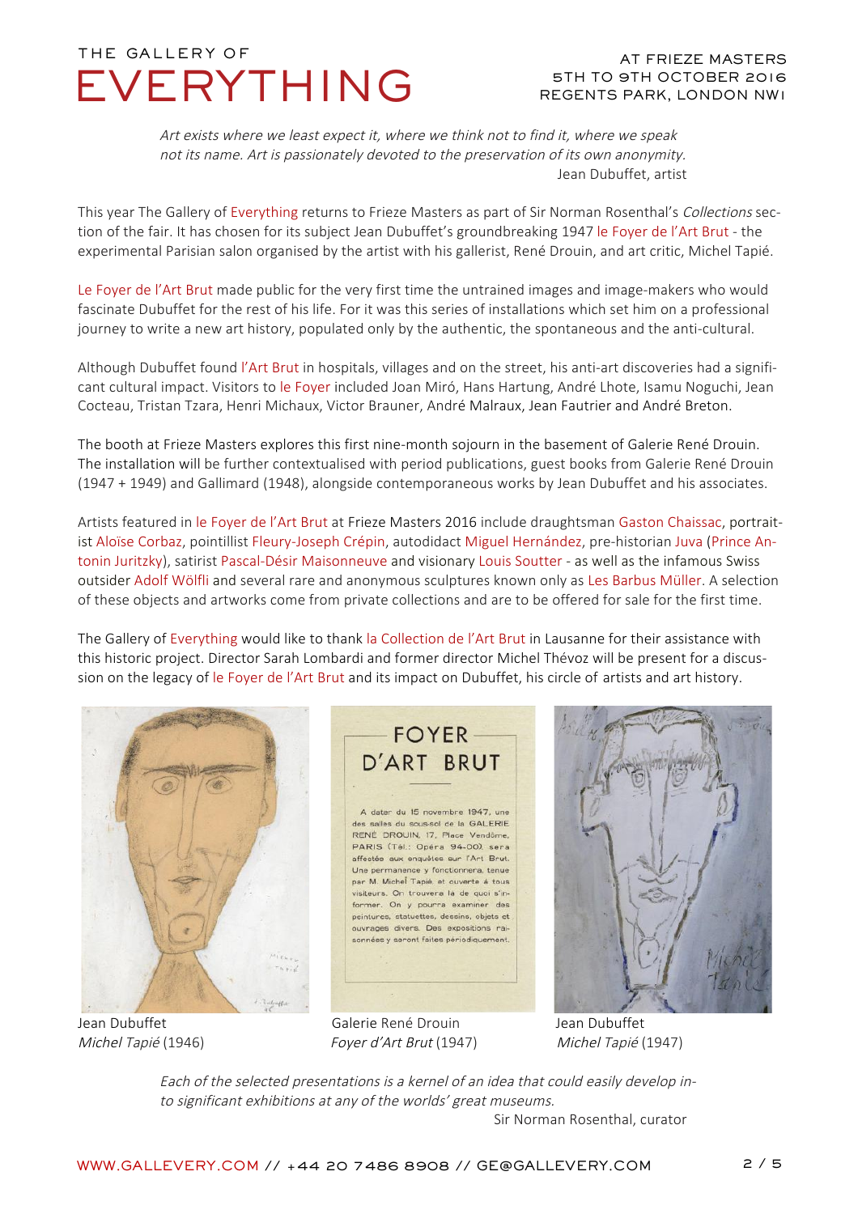# THE GALLERY OF EVERYTHING

AT FRIEZE MASTERS
5TH TO 9TH OCTOBER 2016
REGENTS PARK, LONDON NW1

*Art exists where we least expect it, where we think not to find it, where we speak not its name. Art is passionately devoted to the preservation of its own anonymity.*
Jean Dubuffet, artist

This year The Gallery of Everything returns to Frieze Masters as part of Sir Norman Rosenthal's *Collections* section of the fair. It has chosen for its subject Jean Dubuffet's groundbreaking 1947 le Foyer de l'Art Brut - the experimental Parisian salon organised by the artist with his gallerist, René Drouin, and art critic, Michel Tapié.

Le Foyer de l'Art Brut made public for the very first time the untrained images and image-makers who would fascinate Dubuffet for the rest of his life. For it was this series of installations which set him on a professional journey to write a new art history, populated only by the authentic, the spontaneous and the anti-cultural.

Although Dubuffet found l'Art Brut in hospitals, villages and on the street, his anti-art discoveries had a significant cultural impact. Visitors to le Foyer included Joan Miró, Hans Hartung, André Lhote, Isamu Noguchi, Jean Cocteau, Tristan Tzara, Henri Michaux, Victor Brauner, André Malraux, Jean Fautrier and André Breton.

The booth at Frieze Masters explores this first nine-month sojourn in the basement of Galerie René Drouin. The installation will be further contextualised with period publications, guest books from Galerie René Drouin (1947 + 1949) and Gallimard (1948), alongside contemporaneous works by Jean Dubuffet and his associates.

Artists featured in le Foyer de l'Art Brut at Frieze Masters 2016 include draughtsman Gaston Chaissac, portraitist Aloïse Corbaz, pointillist Fleury-Joseph Crépin, autodidact Miguel Hernández, pre-historian Juva (Prince Antonin Juritzky), satirist Pascal-Désir Maisonneuve and visionary Louis Soutter - as well as the infamous Swiss outsider Adolf Wölfli and several rare and anonymous sculptures known only as Les Barbus Müller. A selection of these objects and artworks come from private collections and are to be offered for sale for the first time.

The Gallery of Everything would like to thank la Collection de l'Art Brut in Lausanne for their assistance with this historic project. Director Sarah Lombardi and former director Michel Thévoz will be present for a discussion on the legacy of le Foyer de l'Art Brut and its impact on Dubuffet, his circle of artists and art history.

Jean Dubuffet
*Michel Tapié* (1946)

FOYER D'ART BRUT

A dater du 15 novembre 1947, une des salles du sous-sol de la GALERIE RENÉ DROUIN, 17, Place Vendôme, PARIS (Tél.: Opéra 94-00) sera affectée aux enquêtes sur l'Art Brut. Une permanence y fonctionnera, tenue par M. Michel Tapié et ouverte à tous visiteurs. On trouvera là de quoi s'informer. On y pourra examiner des peintures, statuettes, dessins, objets et ouvrages divers. Des expositions raisonnées y seront faites périodiquement.

Galerie René Drouin
*Foyer d'Art Brut* (1947)

Jean Dubuffet
*Michel Tapié* (1947)

*Each of the selected presentations is a kernel of an idea that could easily develop into significant exhibitions at any of the worlds' great museums.*
Sir Norman Rosenthal, curator

WWW.GALLEVERY.COM // +44 20 7486 8908 // GE@GALLEVERY.COM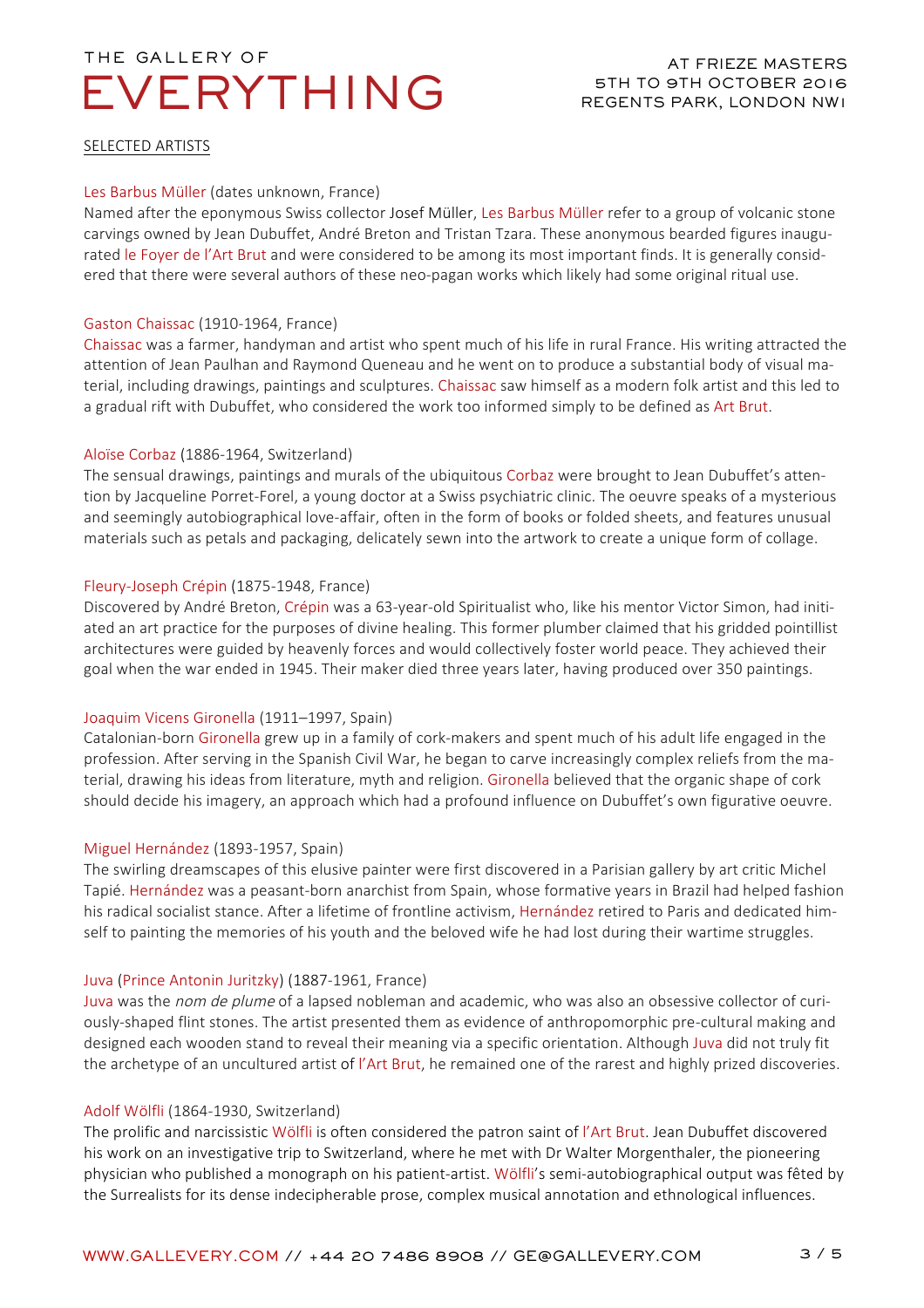SELECTED ARTISTS

Les Barbus Müller (dates unknown, France)
Named after the eponymous Swiss collector Josef Müller, Les Barbus Müller refer to a group of volcanic stone carvings owned by Jean Dubuffet, André Breton and Tristan Tzara. These anonymous bearded figures inaugurated le Foyer de l'Art Brut and were considered to be among its most important finds. It is generally considered that there were several authors of these neo-pagan works which likely had some original ritual use.

Gaston Chaissac (1910-1964, France)
Chaissac was a farmer, handyman and artist who spent much of his life in rural France. His writing attracted the attention of Jean Paulhan and Raymond Queneau and he went on to produce a substantial body of visual material, including drawings, paintings and sculptures. Chaissac saw himself as a modern folk artist and this led to a gradual rift with Dubuffet, who considered the work too informed simply to be defined as Art Brut.

Aloïse Corbaz (1886-1964, Switzerland)
The sensual drawings, paintings and murals of the ubiquitous Corbaz were brought to Jean Dubuffet's attention by Jacqueline Porret-Forel, a young doctor at a Swiss psychiatric clinic. The oeuvre speaks of a mysterious and seemingly autobiographical love-affair, often in the form of books or folded sheets, and features unusual materials such as petals and packaging, delicately sewn into the artwork to create a unique form of collage.

Fleury-Joseph Crépin (1875-1948, France)
Discovered by André Breton, Crépin was a 63-year-old Spiritualist who, like his mentor Victor Simon, had initiated an art practice for the purposes of divine healing. This former plumber claimed that his gridded pointillist architectures were guided by heavenly forces and would collectively foster world peace. They achieved their goal when the war ended in 1945. Their maker died three years later, having produced over 350 paintings.

Joaquim Vicens Gironella (1911–1997, Spain)
Catalonian-born Gironella grew up in a family of cork-makers and spent much of his adult life engaged in the profession. After serving in the Spanish Civil War, he began to carve increasingly complex reliefs from the material, drawing his ideas from literature, myth and religion. Gironella believed that the organic shape of cork should decide his imagery, an approach which had a profound influence on Dubuffet's own figurative oeuvre.

Miguel Hernández (1893-1957, Spain)
The swirling dreamscapes of this elusive painter were first discovered in a Parisian gallery by art critic Michel Tapié. Hernández was a peasant-born anarchist from Spain, whose formative years in Brazil had helped fashion his radical socialist stance. After a lifetime of frontline activism, Hernández retired to Paris and dedicated himself to painting the memories of his youth and the beloved wife he had lost during their wartime struggles.

Juva (Prince Antonin Juritzky) (1887-1961, France)
Juva was the *nom de plume* of a lapsed nobleman and academic, who was also an obsessive collector of curiously-shaped flint stones. The artist presented them as evidence of anthropomorphic pre-cultural making and designed each wooden stand to reveal their meaning via a specific orientation. Although Juva did not truly fit the archetype of an uncultured artist of l'Art Brut, he remained one of the rarest and highly prized discoveries.

Adolf Wölfli (1864-1930, Switzerland)
The prolific and narcissistic Wölfli is often considered the patron saint of l'Art Brut. Jean Dubuffet discovered his work on an investigative trip to Switzerland, where he met with Dr Walter Morgenthaler, the pioneering physician who published a monograph on his patient-artist. Wölfli's semi-autobiographical output was fêted by the Surrealists for its dense indecipherable prose, complex musical annotation and ethnological influences.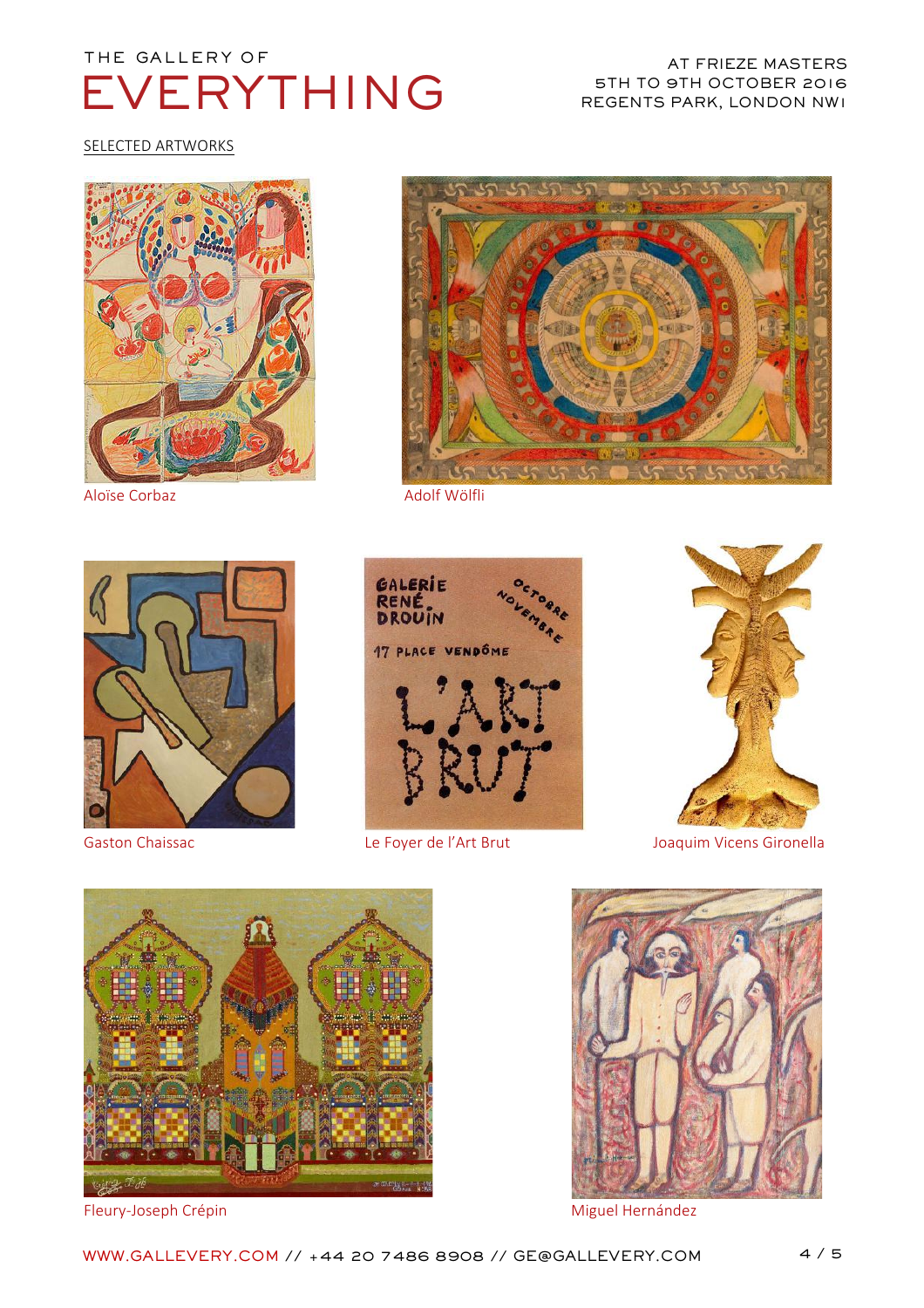THE GALLERY OF

# EVERYTHING

AT FRIEZE MASTERS
5TH TO 9TH OCTOBER 2016
REGENTS PARK, LONDON NW1

SELECTED ARTWORKS

Aloïse Corbaz

Adolf Wölfli

Gaston Chaissac

Le Foyer de l'Art Brut

Joaquim Vicens Gironella

Fleury-Joseph Crépin

Miguel Hernández

WWW.GALLEVERY.COM // +44 20 7486 8908 // GE@GALLEVERY.COM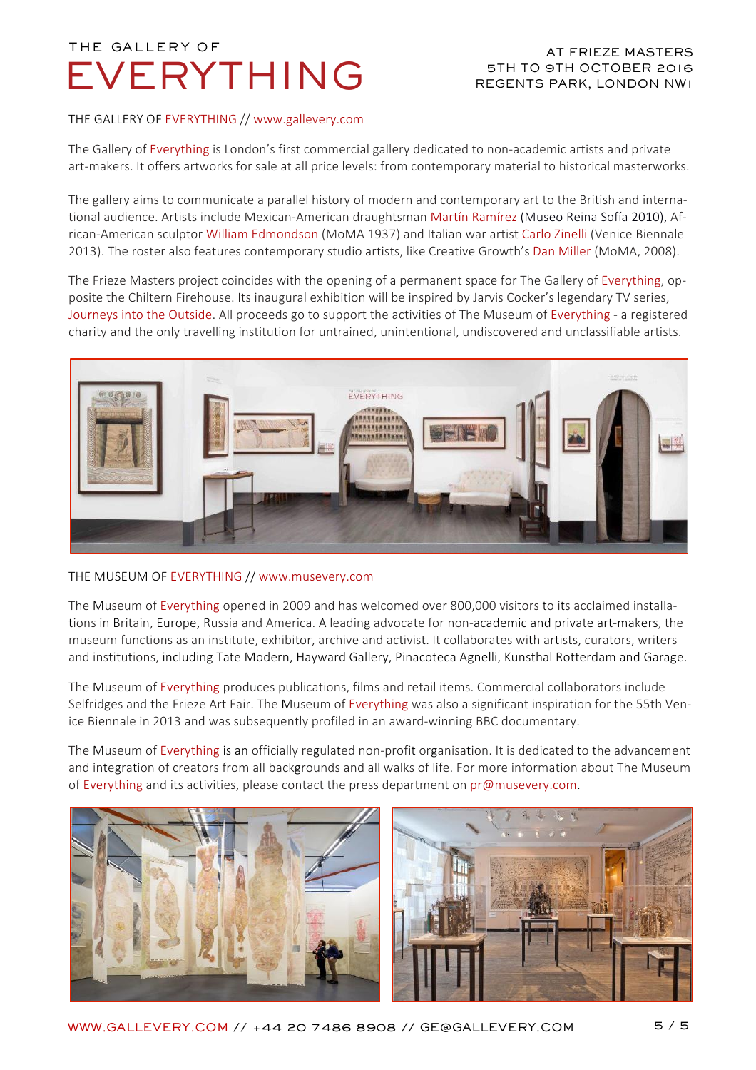# THE GALLERY OF EVERYTHING

AT FRIEZE MASTERS
5TH TO 9TH OCTOBER 2016
REGENTS PARK, LONDON NW1

THE GALLERY OF EVERYTHING // www.gallevery.com

The Gallery of Everything is London's first commercial gallery dedicated to non-academic artists and private art-makers. It offers artworks for sale at all price levels: from contemporary material to historical masterworks.

The gallery aims to communicate a parallel history of modern and contemporary art to the British and international audience. Artists include Mexican-American draughtsman Martín Ramírez (Museo Reina Sofía 2010), African-American sculptor William Edmondson (MoMA 1937) and Italian war artist Carlo Zinelli (Venice Biennale 2013). The roster also features contemporary studio artists, like Creative Growth's Dan Miller (MoMA, 2008).

The Frieze Masters project coincides with the opening of a permanent space for The Gallery of Everything, opposite the Chiltern Firehouse. Its inaugural exhibition will be inspired by Jarvis Cocker's legendary TV series, Journeys into the Outside. All proceeds go to support the activities of The Museum of Everything - a registered charity and the only travelling institution for untrained, unintentional, undiscovered and unclassifiable artists.

THE MUSEUM OF EVERYTHING // www.musevery.com

The Museum of Everything opened in 2009 and has welcomed over 800,000 visitors to its acclaimed installations in Britain, Europe, Russia and America. A leading advocate for non-academic and private art-makers, the museum functions as an institute, exhibitor, archive and activist. It collaborates with artists, curators, writers and institutions, including Tate Modern, Hayward Gallery, Pinacoteca Agnelli, Kunsthal Rotterdam and Garage.

The Museum of Everything produces publications, films and retail items. Commercial collaborators include Selfridges and the Frieze Art Fair. The Museum of Everything was also a significant inspiration for the 55th Venice Biennale in 2013 and was subsequently profiled in an award-winning BBC documentary.

The Museum of Everything is an officially regulated non-profit organisation. It is dedicated to the advancement and integration of creators from all backgrounds and all walks of life. For more information about The Museum of Everything and its activities, please contact the press department on pr@musevery.com.

WWW.GALLEVERY.COM // +44 20 7486 8908 // GE@GALLEVERY.COM